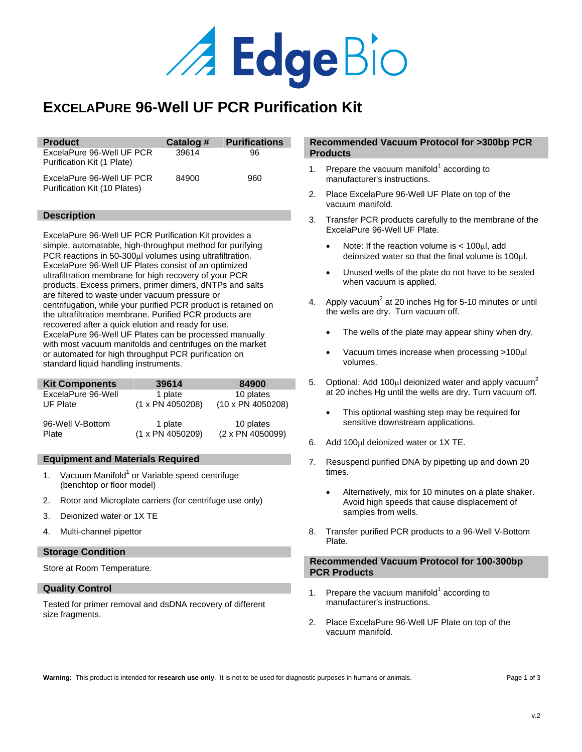# EXCELAPURE 96-Well UF PCR Purification Kit

| Product | Catalog # | Purifications |
|---|---|---|
| ExcelaPure 96-Well UF PCR Purification Kit (1 Plate) | 39614 | 96 |
| ExcelaPure 96-Well UF PCR Purification Kit (10 Plates) | 84900 | 960 |

## Description

ExcelaPure 96-Well UF PCR Purification Kit provides a simple, automatable, high-throughput method for purifying PCR reactions in 50-300µl volumes using ultrafiltration. ExcelaPure 96-Well UF Plates consist of an optimized ultrafiltration membrane for high recovery of your PCR products. Excess primers, primer dimers, dNTPs and salts are filtered to waste under vacuum pressure or centrifugation, while your purified PCR product is retained on the ultrafiltration membrane. Purified PCR products are recovered after a quick elution and ready for use. ExcelaPure 96-Well UF Plates can be processed manually with most vacuum manifolds and centrifuges on the market or automated for high throughput PCR purification on standard liquid handling instruments.

| Kit Components | 39614 | 84900 |
|---|---|---|
| ExcelaPure 96-Well UF Plate | 1 plate (1 x PN 4050208) | 10 plates (10 x PN 4050208) |
| 96-Well V-Bottom Plate | 1 plate (1 x PN 4050209) | 10 plates (2 x PN 4050099) |

## Equipment and Materials Required

1. Vacuum Manifold[1] or Variable speed centrifuge (benchtop or floor model)
2. Rotor and Microplate carriers (for centrifuge use only)
3. Deionized water or 1X TE
4. Multi-channel pipettor

## Storage Condition

Store at Room Temperature.

## Quality Control

Tested for primer removal and dsDNA recovery of different size fragments.

## Recommended Vacuum Protocol for >300bp PCR Products

1. Prepare the vacuum manifold[1] according to manufacturer's instructions.
2. Place ExcelaPure 96-Well UF Plate on top of the vacuum manifold.
3. Transfer PCR products carefully to the membrane of the ExcelaPure 96-Well UF Plate.
   - Note: If the reaction volume is < 100µl, add deionized water so that the final volume is 100µl.
   - Unused wells of the plate do not have to be sealed when vacuum is applied.
4. Apply vacuum[2] at 20 inches Hg for 5-10 minutes or until the wells are dry. Turn vacuum off.
   - The wells of the plate may appear shiny when dry.
   - Vacuum times increase when processing >100µl volumes.
5. Optional: Add 100µl deionized water and apply vacuum[2] at 20 inches Hg until the wells are dry. Turn vacuum off.
   - This optional washing step may be required for sensitive downstream applications.
6. Add 100µl deionized water or 1X TE.
7. Resuspend purified DNA by pipetting up and down 20 times.
   - Alternatively, mix for 10 minutes on a plate shaker. Avoid high speeds that cause displacement of samples from wells.
8. Transfer purified PCR products to a 96-Well V-Bottom Plate.

## Recommended Vacuum Protocol for 100-300bp PCR Products

1. Prepare the vacuum manifold[1] according to manufacturer's instructions.
2. Place ExcelaPure 96-Well UF Plate on top of the vacuum manifold.

**Warning:** This product is intended for **research use only**. It is not to be used for diagnostic purposes in humans or animals.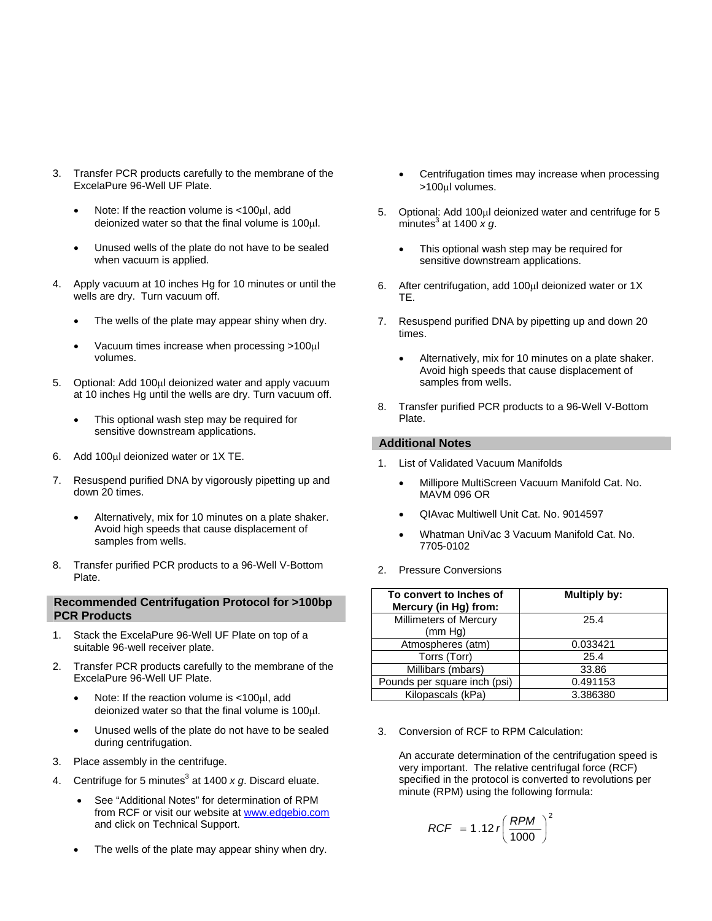3. Transfer PCR products carefully to the membrane of the ExcelaPure 96-Well UF Plate.

   - Note: If the reaction volume is <100µl, add deionized water so that the final volume is 100µl.

   - Unused wells of the plate do not have to be sealed when vacuum is applied.

4. Apply vacuum at 10 inches Hg for 10 minutes or until the wells are dry. Turn vacuum off.

   - The wells of the plate may appear shiny when dry.

   - Vacuum times increase when processing >100µl volumes.

5. Optional: Add 100µl deionized water and apply vacuum at 10 inches Hg until the wells are dry. Turn vacuum off.

   - This optional wash step may be required for sensitive downstream applications.

6. Add 100µl deionized water or 1X TE.

7. Resuspend purified DNA by vigorously pipetting up and down 20 times.

   - Alternatively, mix for 10 minutes on a plate shaker. Avoid high speeds that cause displacement of samples from wells.

8. Transfer purified PCR products to a 96-Well V-Bottom Plate.

## Recommended Centrifugation Protocol for >100bp PCR Products

1. Stack the ExcelaPure 96-Well UF Plate on top of a suitable 96-well receiver plate.

2. Transfer PCR products carefully to the membrane of the ExcelaPure 96-Well UF Plate.

   - Note: If the reaction volume is <100µl, add deionized water so that the final volume is 100µl.

   - Unused wells of the plate do not have to be sealed during centrifugation.

3. Place assembly in the centrifuge.

4. Centrifuge for 5 minutes[3] at 1400 *x g*. Discard eluate.

   - See "Additional Notes" for determination of RPM from RCF or visit our website at www.edgebio.com and click on Technical Support.

   - The wells of the plate may appear shiny when dry.

   - Centrifugation times may increase when processing >100µl volumes.

5. Optional: Add 100µl deionized water and centrifuge for 5 minutes[3] at 1400 *x g*.

   - This optional wash step may be required for sensitive downstream applications.

6. After centrifugation, add 100µl deionized water or 1X TE.

7. Resuspend purified DNA by pipetting up and down 20 times.

   - Alternatively, mix for 10 minutes on a plate shaker. Avoid high speeds that cause displacement of samples from wells.

8. Transfer purified PCR products to a 96-Well V-Bottom Plate.

## Additional Notes

1. List of Validated Vacuum Manifolds

   - Millipore MultiScreen Vacuum Manifold Cat. No. MAVM 096 OR

   - QIAvac Multiwell Unit Cat. No. 9014597

   - Whatman UniVac 3 Vacuum Manifold Cat. No. 7705-0102

2. Pressure Conversions

| To convert to Inches of Mercury (in Hg) from: | Multiply by: |
|---|---|
| Millimeters of Mercury (mm Hg) | 25.4 |
| Atmospheres (atm) | 0.033421 |
| Torrs (Torr) | 25.4 |
| Millibars (mbars) | 33.86 |
| Pounds per square inch (psi) | 0.491153 |
| Kilopascals (kPa) | 3.386380 |

3. Conversion of RCF to RPM Calculation:

   An accurate determination of the centrifugation speed is very important. The relative centrifugal force (RCF) specified in the protocol is converted to revolutions per minute (RPM) using the following formula:

$$RCF = 1.12\,r\left(\frac{RPM}{1000}\right)^2$$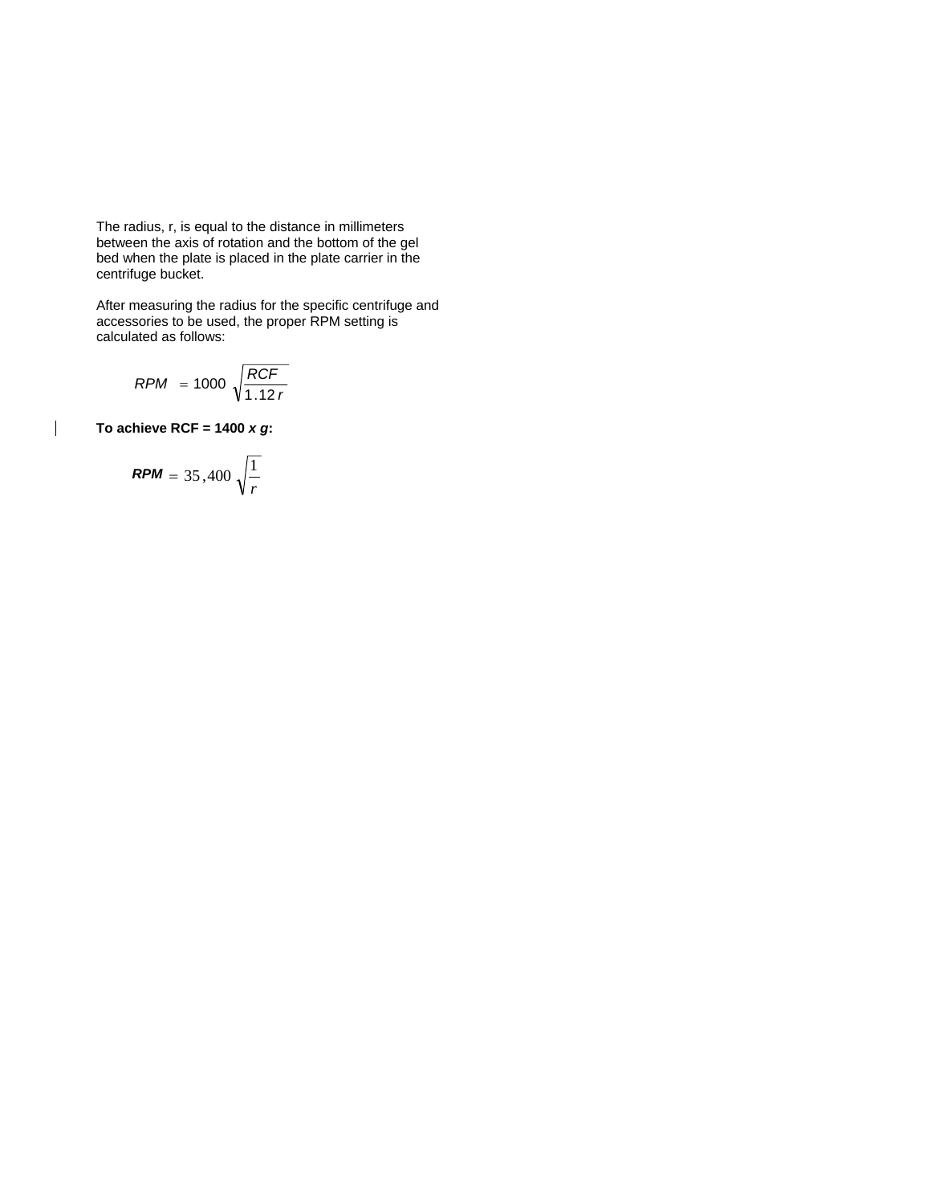The radius, r, is equal to the distance in millimeters between the axis of rotation and the bottom of the gel bed when the plate is placed in the plate carrier in the centrifuge bucket.

After measuring the radius for the specific centrifuge and accessories to be used, the proper RPM setting is calculated as follows:

$$RPM = 1000 \sqrt{\frac{RCF}{1.12\,r}}$$

**To achieve RCF = 1400 *x g*:**

$$\mathbf{RPM} = 35{,}400 \sqrt{\frac{1}{r}}$$